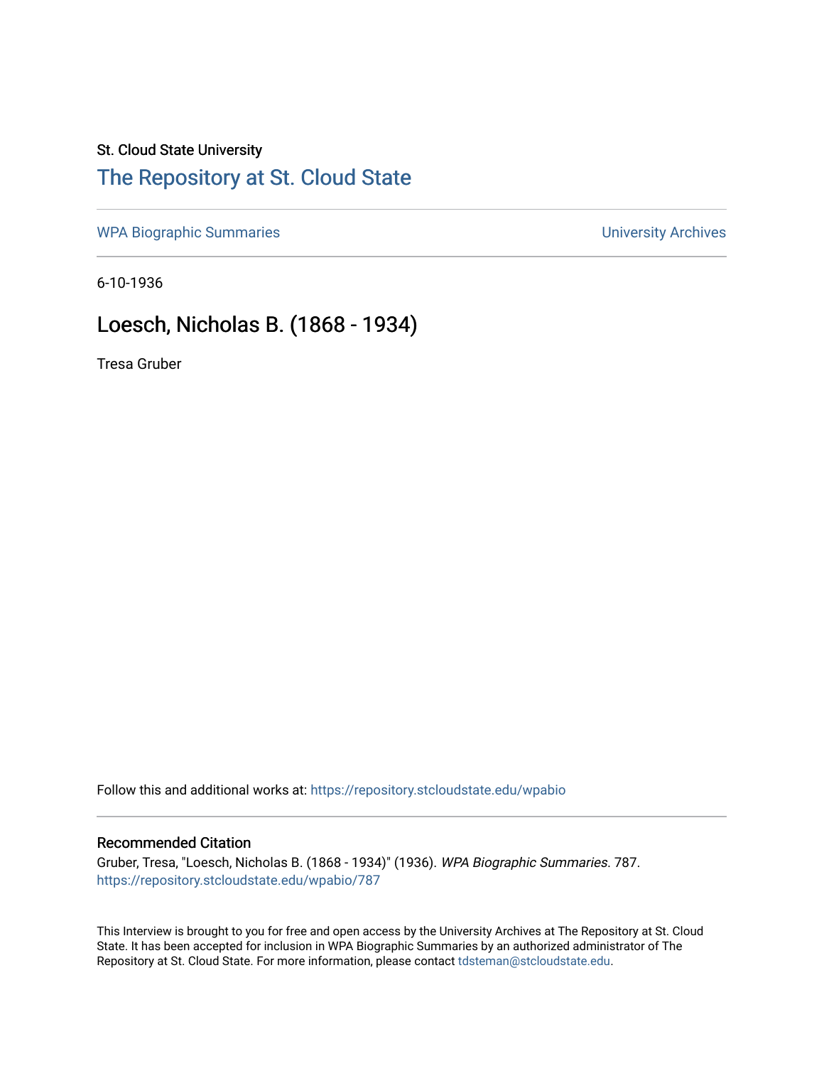St. Cloud State University

# The Repository at St. Cloud State

WPA Biographic Summaries

University Archives

6-10-1936

## Loesch, Nicholas B. (1868 - 1934)

Tresa Gruber

Follow this and additional works at: https://repository.stcloudstate.edu/wpabio

### Recommended Citation

Gruber, Tresa, "Loesch, Nicholas B. (1868 - 1934)" (1936). *WPA Biographic Summaries*. 787.
https://repository.stcloudstate.edu/wpabio/787

This Interview is brought to you for free and open access by the University Archives at The Repository at St. Cloud State. It has been accepted for inclusion in WPA Biographic Summaries by an authorized administrator of The Repository at St. Cloud State. For more information, please contact tdsteman@stcloudstate.edu.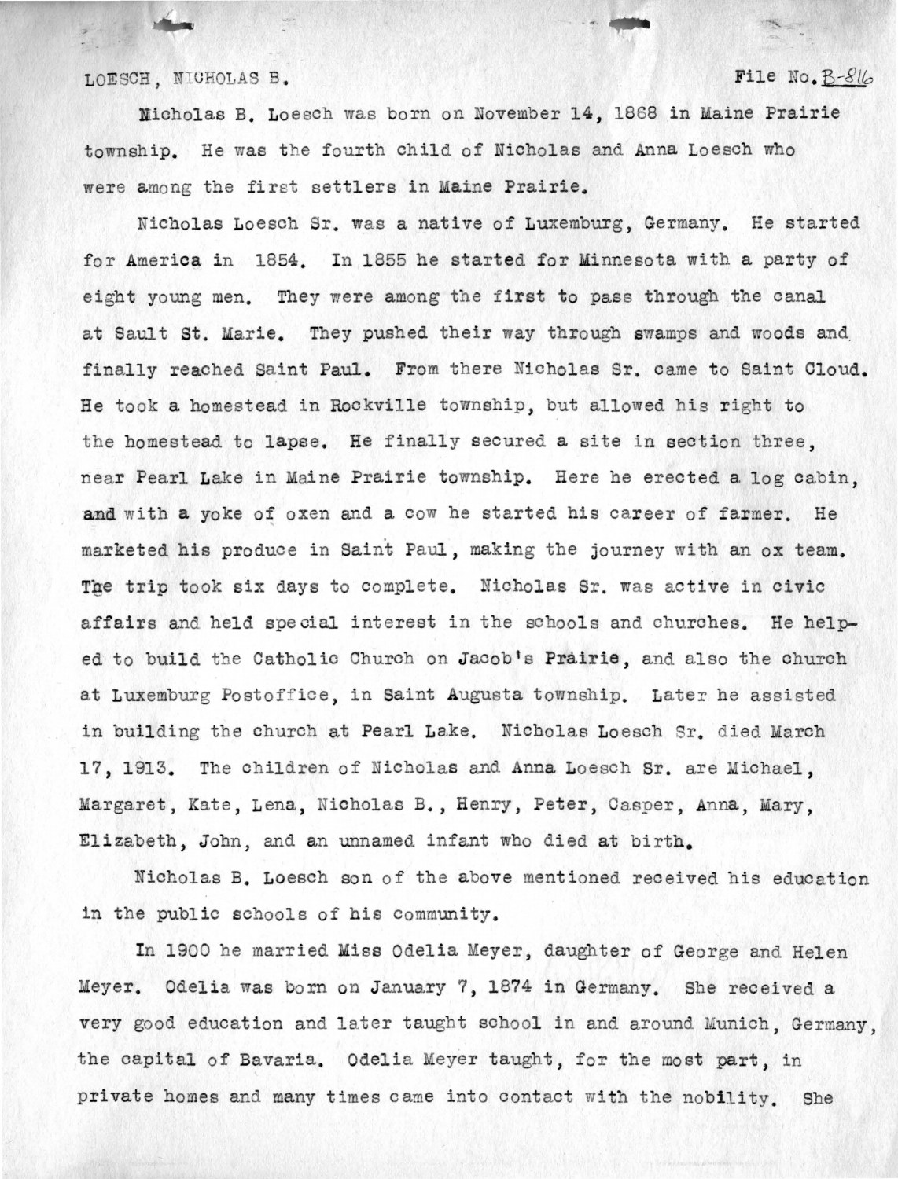LOESCH, NICHOLAS B. File No. B-816

Nicholas B. Loesch was born on November 14, 1868 in Maine Prairie township. He was the fourth child of Nicholas and Anna Loesch who were among the first settlers in Maine Prairie.

Nicholas Loesch Sr. was a native of Luxemburg, Germany. He started for America in 1854. In 1855 he started for Minnesota with a party of eight young men. They were among the first to pass through the canal at Sault St. Marie. They pushed their way through swamps and woods and finally reached Saint Paul. From there Nicholas Sr. came to Saint Cloud. He took a homestead in Rockville township, but allowed his right to the homestead to lapse. He finally secured a site in section three, near Pearl Lake in Maine Prairie township. Here he erected a log cabin, and with a yoke of oxen and a cow he started his career of farmer. He marketed his produce in Saint Paul, making the journey with an ox team. The trip took six days to complete. Nicholas Sr. was active in civic affairs and held special interest in the schools and churches. He helped to build the Catholic Church on Jacob's Prairie, and also the church at Luxemburg Postoffice, in Saint Augusta township. Later he assisted in building the church at Pearl Lake. Nicholas Loesch Sr. died March 17, 1913. The children of Nicholas and Anna Loesch Sr. are Michael, Margaret, Kate, Lena, Nicholas B., Henry, Peter, Casper, Anna, Mary, Elizabeth, John, and an unnamed infant who died at birth.

Nicholas B. Loesch son of the above mentioned received his education in the public schools of his community.

In 1900 he married Miss Odelia Meyer, daughter of George and Helen Meyer. Odelia was born on January 7, 1874 in Germany. She received a very good education and later taught school in and around Munich, Germany, the capital of Bavaria. Odelia Meyer taught, for the most part, in private homes and many times came into contact with the nobility. She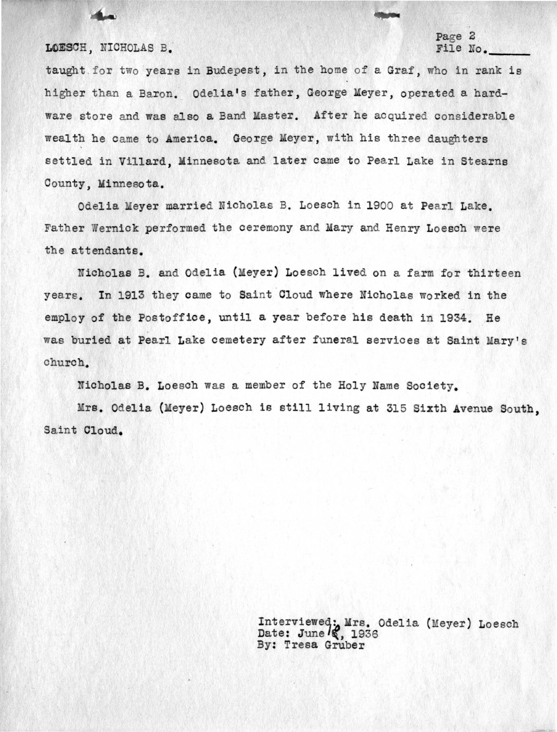taught for two years in Budepest, in the home of a Graf, who in rank is higher than a Baron. Odelia's father, George Meyer, operated a hardware store and was also a Band Master. After he acquired considerable wealth he came to America. George Meyer, with his three daughters settled in Villard, Minnesota and later came to Pearl Lake in Stearns County, Minnesota.

Odelia Meyer married Nicholas B. Loesch in 1900 at Pearl Lake. Father Wernick performed the ceremony and Mary and Henry Loesch were the attendants.

Nicholas B. and Odelia (Meyer) Loesch lived on a farm for thirteen years. In 1913 they came to Saint Cloud where Nicholas worked in the employ of the Postoffice, until a year before his death in 1934. He was buried at Pearl Lake cemetery after funeral services at Saint Mary's church.

Nicholas B. Loesch was a member of the Holy Name Society.

Mrs. Odelia (Meyer) Loesch is still living at 315 Sixth Avenue South, Saint Cloud.

Interviewed: Mrs. Odelia (Meyer) Loesch
Date: June 18, 1936
By: Tresa Gruber